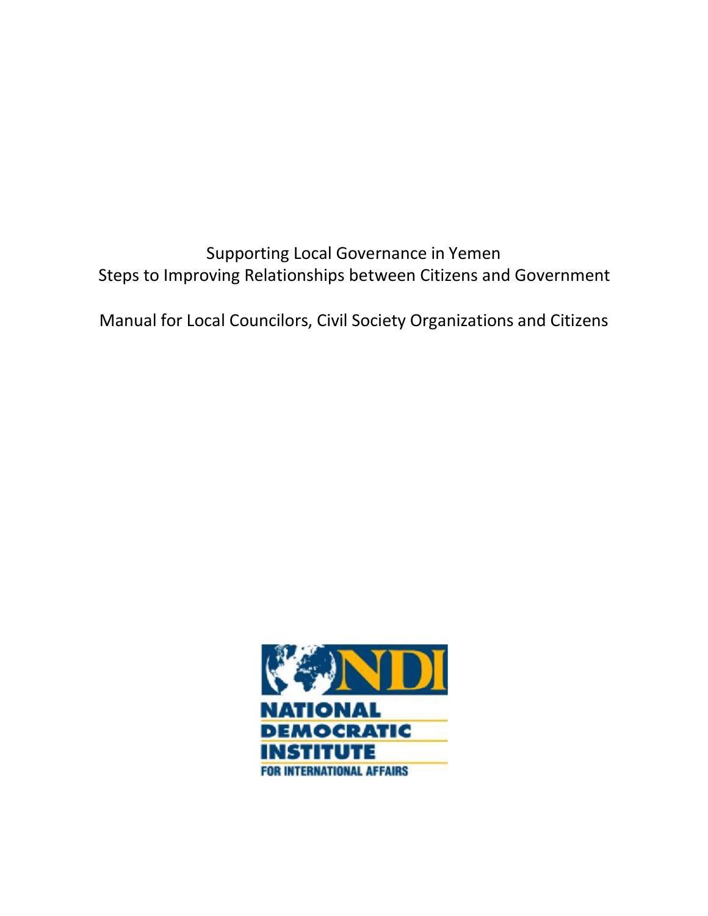# Supporting Local Governance in Yemen
## Steps to Improving Relationships between Citizens and Government

## Manual for Local Councilors, Civil Society Organizations and Citizens

NDI

NATIONAL
DEMOCRATIC
INSTITUTE
FOR INTERNATIONAL AFFAIRS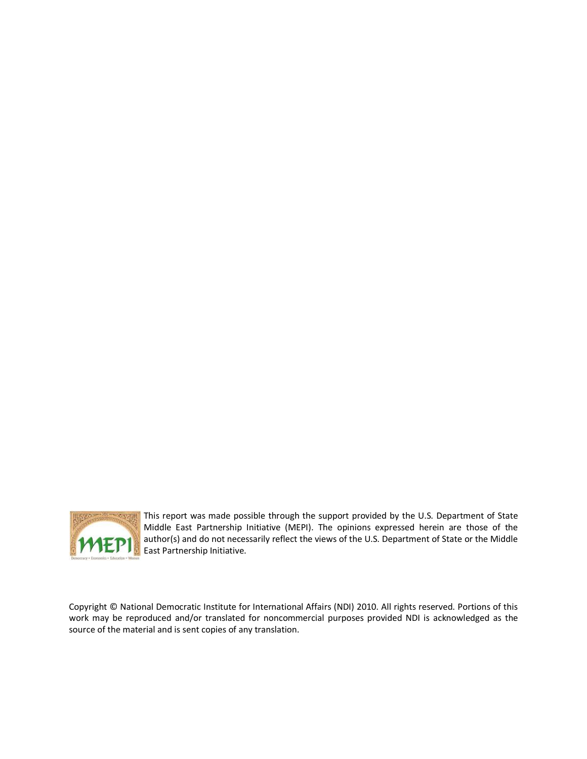This report was made possible through the support provided by the U.S. Department of State Middle East Partnership Initiative (MEPI). The opinions expressed herein are those of the author(s) and do not necessarily reflect the views of the U.S. Department of State or the Middle East Partnership Initiative.

Copyright © National Democratic Institute for International Affairs (NDI) 2010. All rights reserved. Portions of this work may be reproduced and/or translated for noncommercial purposes provided NDI is acknowledged as the source of the material and is sent copies of any translation.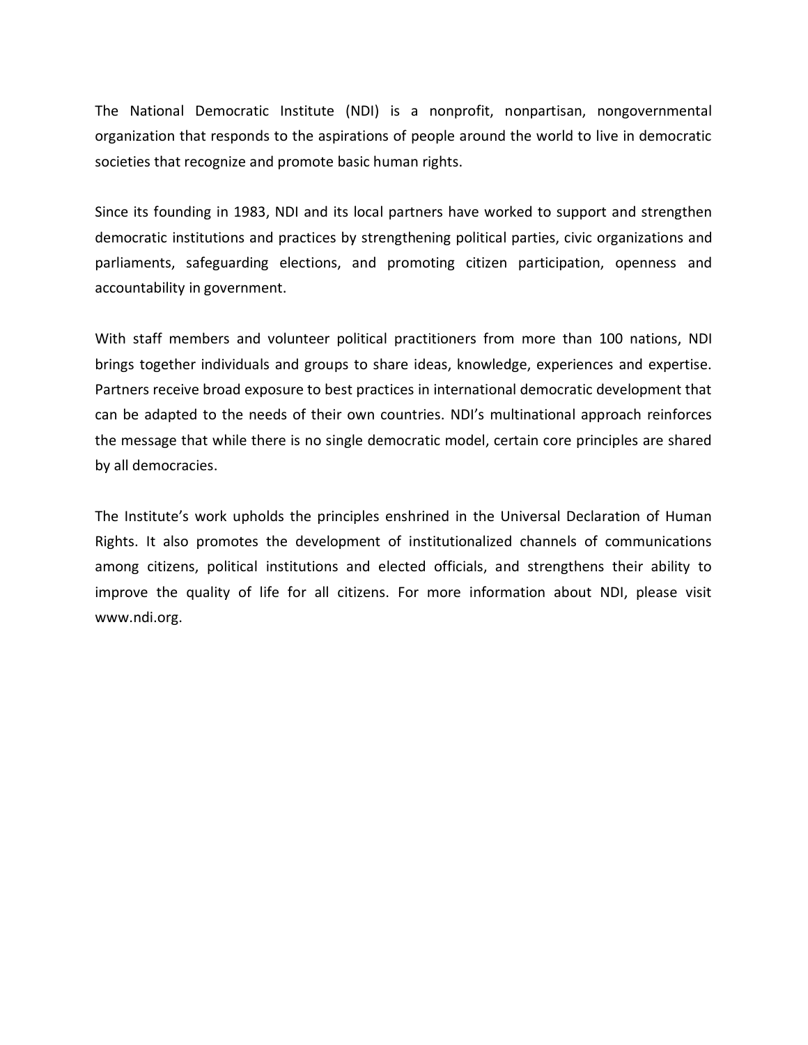The National Democratic Institute (NDI) is a nonprofit, nonpartisan, nongovernmental organization that responds to the aspirations of people around the world to live in democratic societies that recognize and promote basic human rights.

Since its founding in 1983, NDI and its local partners have worked to support and strengthen democratic institutions and practices by strengthening political parties, civic organizations and parliaments, safeguarding elections, and promoting citizen participation, openness and accountability in government.

With staff members and volunteer political practitioners from more than 100 nations, NDI brings together individuals and groups to share ideas, knowledge, experiences and expertise. Partners receive broad exposure to best practices in international democratic development that can be adapted to the needs of their own countries. NDI's multinational approach reinforces the message that while there is no single democratic model, certain core principles are shared by all democracies.

The Institute's work upholds the principles enshrined in the Universal Declaration of Human Rights. It also promotes the development of institutionalized channels of communications among citizens, political institutions and elected officials, and strengthens their ability to improve the quality of life for all citizens. For more information about NDI, please visit www.ndi.org.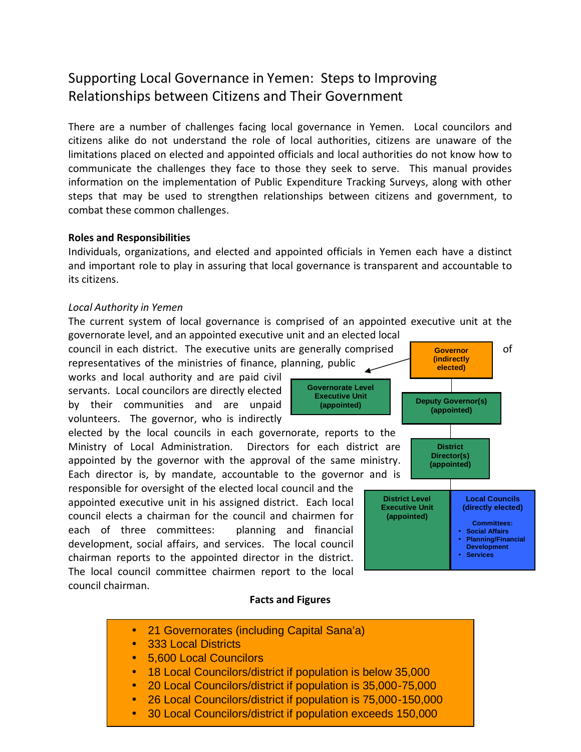# Supporting Local Governance in Yemen: Steps to Improving Relationships between Citizens and Their Government

There are a number of challenges facing local governance in Yemen. Local councilors and citizens alike do not understand the role of local authorities, citizens are unaware of the limitations placed on elected and appointed officials and local authorities do not know how to communicate the challenges they face to those they seek to serve. This manual provides information on the implementation of Public Expenditure Tracking Surveys, along with other steps that may be used to strengthen relationships between citizens and government, to combat these common challenges.

**Roles and Responsibilities**

Individuals, organizations, and elected and appointed officials in Yemen each have a distinct and important role to play in assuring that local governance is transparent and accountable to its citizens.

*Local Authority in Yemen*

The current system of local governance is comprised of an appointed executive unit at the governorate level, and an appointed executive unit and an elected local council in each district. The executive units are generally comprised of representatives of the ministries of finance, planning, public works and local authority and are paid civil servants. Local councilors are directly elected by their communities and are unpaid volunteers. The governor, who is indirectly elected by the local councils in each governorate, reports to the Ministry of Local Administration. Directors for each district are appointed by the governor with the approval of the same ministry. Each director is, by mandate, accountable to the governor and is responsible for oversight of the elected local council and the appointed executive unit in his assigned district. Each local council elects a chairman for the council and chairmen for each of three committees: planning and financial development, social affairs, and services. The local council chairman reports to the appointed director in the district. The local council committee chairmen report to the local council chairman.

- Governor (indirectly elected)
  - Governorate Level Executive Unit (appointed)
  - Deputy Governor(s) (appointed)
    - District Director(s) (appointed)
      - District Level Executive Unit (appointed)
      - Local Councils (directly elected)
        - Committees:
          - Social Affairs
          - Planning/Financial Development
          - Services

**Facts and Figures**

- 21 Governorates (including Capital Sana'a)
- 333 Local Districts
- 5,600 Local Councilors
- 18 Local Councilors/district if population is below 35,000
- 20 Local Councilors/district if population is 35,000-75,000
- 26 Local Councilors/district if population is 75,000-150,000
- 30 Local Councilors/district if population exceeds 150,000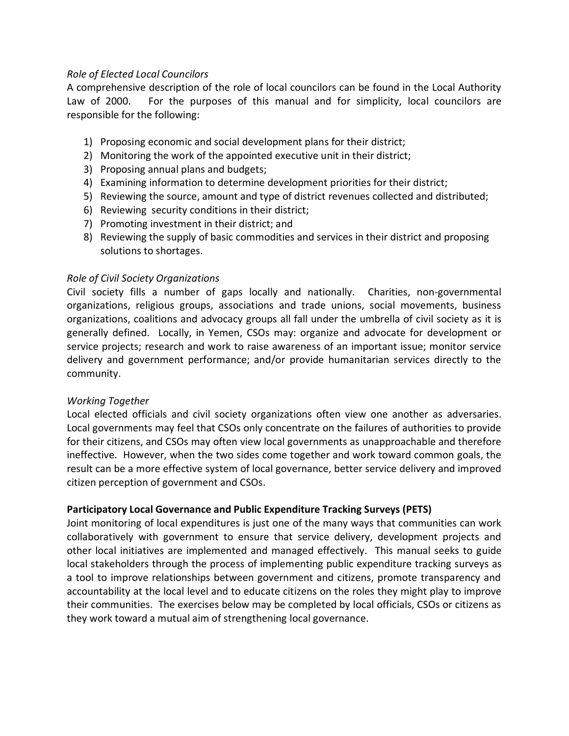*Role of Elected Local Councilors*

A comprehensive description of the role of local councilors can be found in the Local Authority Law of 2000. For the purposes of this manual and for simplicity, local councilors are responsible for the following:

1) Proposing economic and social development plans for their district;
2) Monitoring the work of the appointed executive unit in their district;
3) Proposing annual plans and budgets;
4) Examining information to determine development priorities for their district;
5) Reviewing the source, amount and type of district revenues collected and distributed;
6) Reviewing security conditions in their district;
7) Promoting investment in their district; and
8) Reviewing the supply of basic commodities and services in their district and proposing solutions to shortages.

*Role of Civil Society Organizations*

Civil society fills a number of gaps locally and nationally. Charities, non-governmental organizations, religious groups, associations and trade unions, social movements, business organizations, coalitions and advocacy groups all fall under the umbrella of civil society as it is generally defined. Locally, in Yemen, CSOs may: organize and advocate for development or service projects; research and work to raise awareness of an important issue; monitor service delivery and government performance; and/or provide humanitarian services directly to the community.

*Working Together*

Local elected officials and civil society organizations often view one another as adversaries. Local governments may feel that CSOs only concentrate on the failures of authorities to provide for their citizens, and CSOs may often view local governments as unapproachable and therefore ineffective. However, when the two sides come together and work toward common goals, the result can be a more effective system of local governance, better service delivery and improved citizen perception of government and CSOs.

**Participatory Local Governance and Public Expenditure Tracking Surveys (PETS)**

Joint monitoring of local expenditures is just one of the many ways that communities can work collaboratively with government to ensure that service delivery, development projects and other local initiatives are implemented and managed effectively. This manual seeks to guide local stakeholders through the process of implementing public expenditure tracking surveys as a tool to improve relationships between government and citizens, promote transparency and accountability at the local level and to educate citizens on the roles they might play to improve their communities. The exercises below may be completed by local officials, CSOs or citizens as they work toward a mutual aim of strengthening local governance.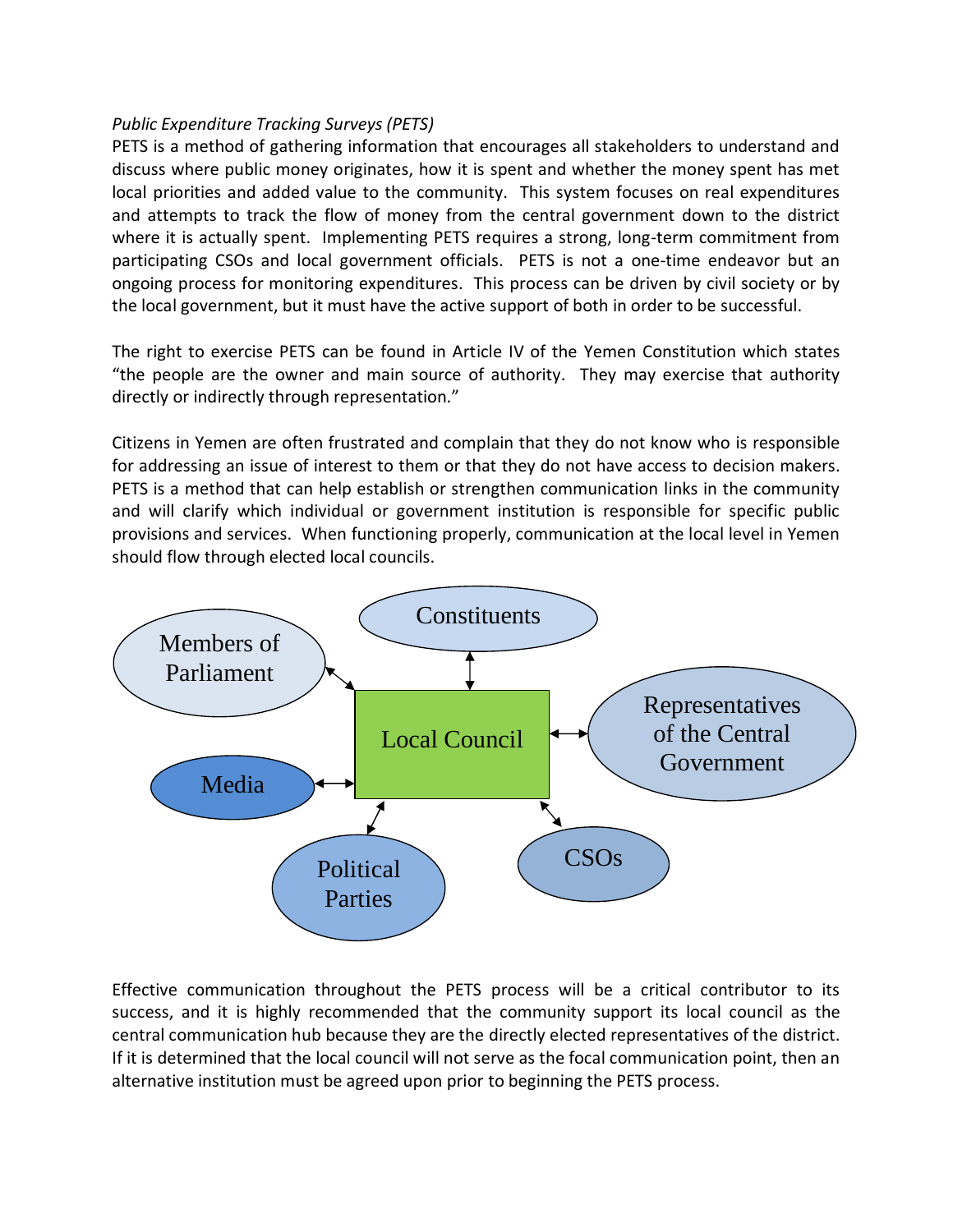*Public Expenditure Tracking Surveys (PETS)*

PETS is a method of gathering information that encourages all stakeholders to understand and discuss where public money originates, how it is spent and whether the money spent has met local priorities and added value to the community. This system focuses on real expenditures and attempts to track the flow of money from the central government down to the district where it is actually spent. Implementing PETS requires a strong, long-term commitment from participating CSOs and local government officials. PETS is not a one-time endeavor but an ongoing process for monitoring expenditures. This process can be driven by civil society or by the local government, but it must have the active support of both in order to be successful.

The right to exercise PETS can be found in Article IV of the Yemen Constitution which states "the people are the owner and main source of authority. They may exercise that authority directly or indirectly through representation."

Citizens in Yemen are often frustrated and complain that they do not know who is responsible for addressing an issue of interest to them or that they do not have access to decision makers. PETS is a method that can help establish or strengthen communication links in the community and will clarify which individual or government institution is responsible for specific public provisions and services. When functioning properly, communication at the local level in Yemen should flow through elected local councils.

Members of Parliament

Constituents

Representatives of the Central Government

Local Council

Media

Political Parties

CSOs

Effective communication throughout the PETS process will be a critical contributor to its success, and it is highly recommended that the community support its local council as the central communication hub because they are the directly elected representatives of the district. If it is determined that the local council will not serve as the focal communication point, then an alternative institution must be agreed upon prior to beginning the PETS process.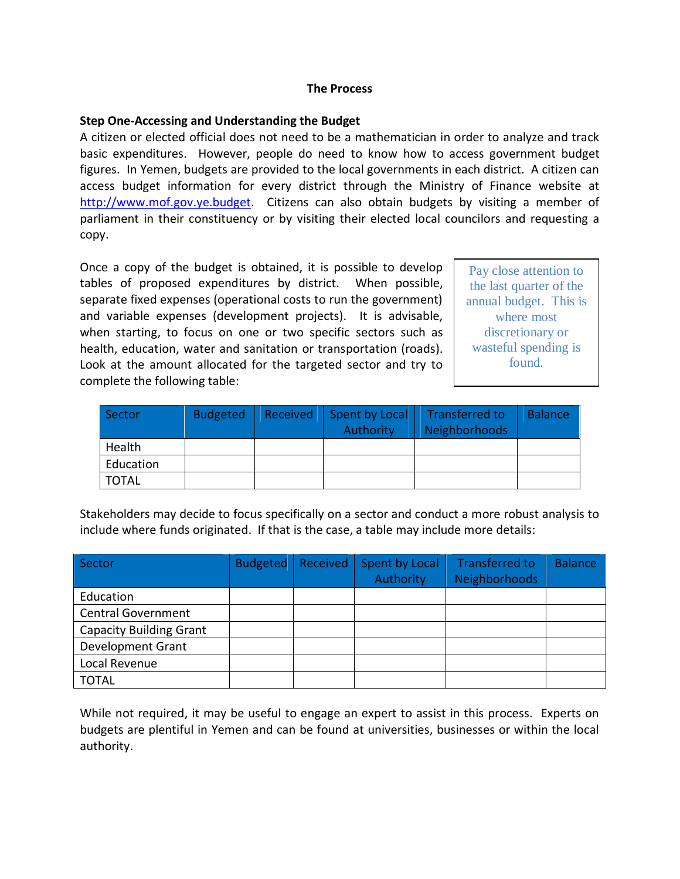**The Process**

**Step One-Accessing and Understanding the Budget**

A citizen or elected official does not need to be a mathematician in order to analyze and track basic expenditures. However, people do need to know how to access government budget figures. In Yemen, budgets are provided to the local governments in each district. A citizen can access budget information for every district through the Ministry of Finance website at http://www.mof.gov.ye.budget. Citizens can also obtain budgets by visiting a member of parliament in their constituency or by visiting their elected local councilors and requesting a copy.

Once a copy of the budget is obtained, it is possible to develop tables of proposed expenditures by district. When possible, separate fixed expenses (operational costs to run the government) and variable expenses (development projects). It is advisable, when starting, to focus on one or two specific sectors such as health, education, water and sanitation or transportation (roads). Look at the amount allocated for the targeted sector and try to complete the following table:

> Pay close attention to the last quarter of the annual budget. This is where most discretionary or wasteful spending is found.

| Sector | Budgeted | Received | Spent by Local Authority | Transferred to Neighborhoods | Balance |
|---|---|---|---|---|---|
| Health | | | | | |
| Education | | | | | |
| TOTAL | | | | | |

Stakeholders may decide to focus specifically on a sector and conduct a more robust analysis to include where funds originated. If that is the case, a table may include more details:

| Sector | Budgeted | Received | Spent by Local Authority | Transferred to Neighborhoods | Balance |
|---|---|---|---|---|---|
| Education | | | | | |
| Central Government | | | | | |
| Capacity Building Grant | | | | | |
| Development Grant | | | | | |
| Local Revenue | | | | | |
| TOTAL | | | | | |

While not required, it may be useful to engage an expert to assist in this process. Experts on budgets are plentiful in Yemen and can be found at universities, businesses or within the local authority.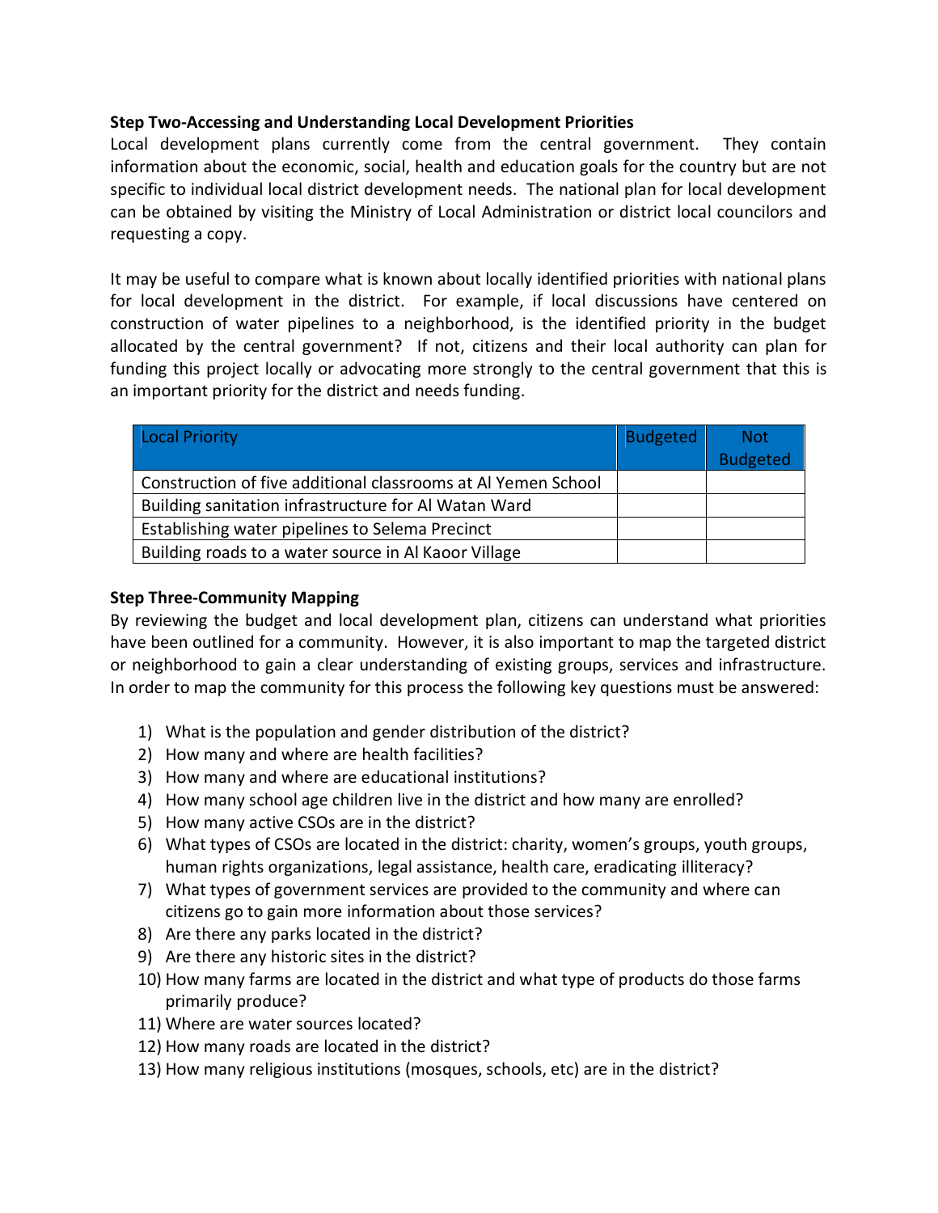**Step Two-Accessing and Understanding Local Development Priorities**

Local development plans currently come from the central government. They contain information about the economic, social, health and education goals for the country but are not specific to individual local district development needs. The national plan for local development can be obtained by visiting the Ministry of Local Administration or district local councilors and requesting a copy.

It may be useful to compare what is known about locally identified priorities with national plans for local development in the district. For example, if local discussions have centered on construction of water pipelines to a neighborhood, is the identified priority in the budget allocated by the central government? If not, citizens and their local authority can plan for funding this project locally or advocating more strongly to the central government that this is an important priority for the district and needs funding.

| Local Priority | Budgeted | Not Budgeted |
|---|---|---|
| Construction of five additional classrooms at Al Yemen School | | |
| Building sanitation infrastructure for Al Watan Ward | | |
| Establishing water pipelines to Selema Precinct | | |
| Building roads to a water source in Al Kaoor Village | | |

**Step Three-Community Mapping**

By reviewing the budget and local development plan, citizens can understand what priorities have been outlined for a community. However, it is also important to map the targeted district or neighborhood to gain a clear understanding of existing groups, services and infrastructure. In order to map the community for this process the following key questions must be answered:

1) What is the population and gender distribution of the district?
2) How many and where are health facilities?
3) How many and where are educational institutions?
4) How many school age children live in the district and how many are enrolled?
5) How many active CSOs are in the district?
6) What types of CSOs are located in the district: charity, women's groups, youth groups, human rights organizations, legal assistance, health care, eradicating illiteracy?
7) What types of government services are provided to the community and where can citizens go to gain more information about those services?
8) Are there any parks located in the district?
9) Are there any historic sites in the district?
10) How many farms are located in the district and what type of products do those farms primarily produce?
11) Where are water sources located?
12) How many roads are located in the district?
13) How many religious institutions (mosques, schools, etc) are in the district?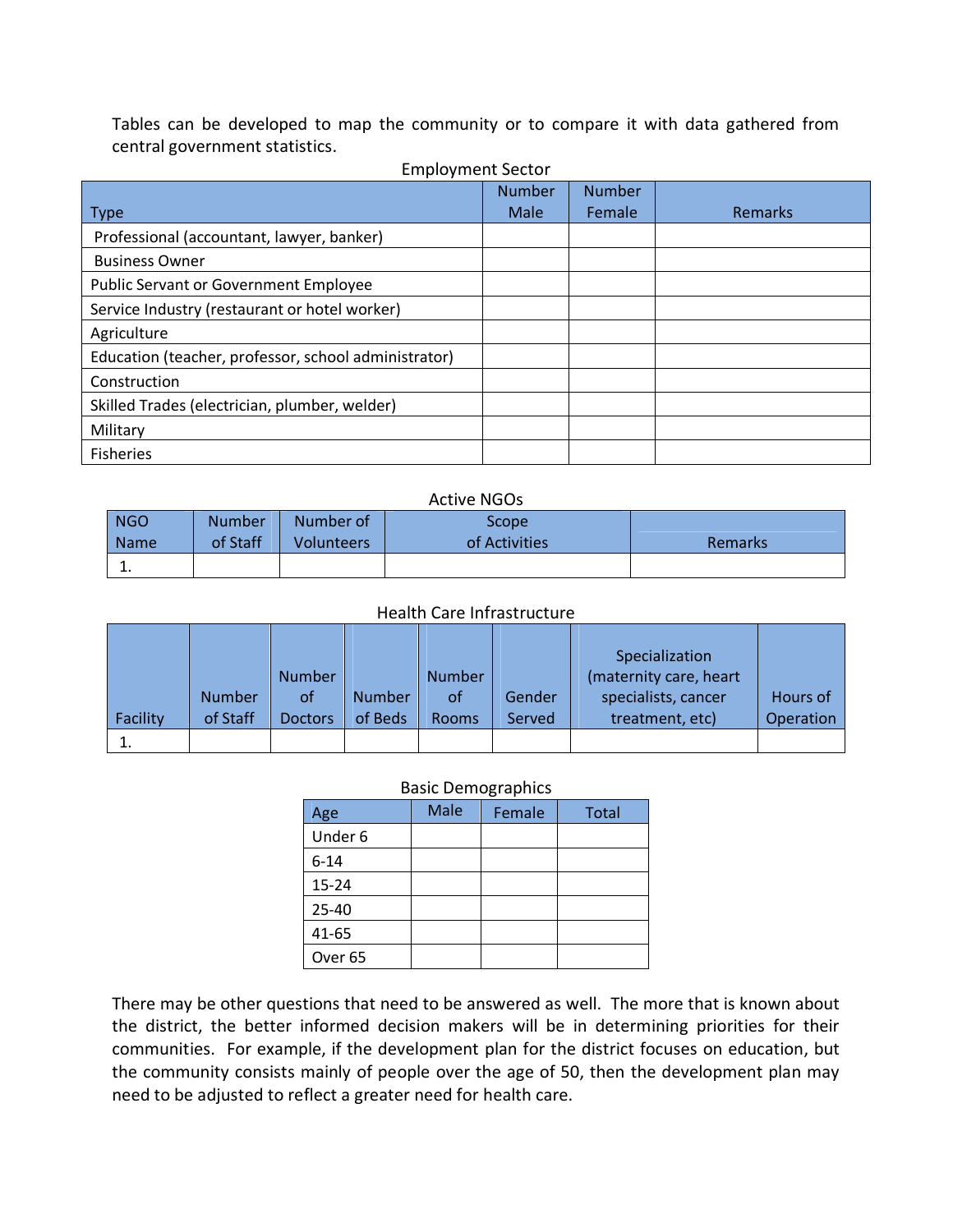Tables can be developed to map the community or to compare it with data gathered from central government statistics.

Employment Sector

| Type | Number Male | Number Female | Remarks |
|---|---|---|---|
| Professional (accountant, lawyer, banker) | | | |
| Business Owner | | | |
| Public Servant or Government Employee | | | |
| Service Industry (restaurant or hotel worker) | | | |
| Agriculture | | | |
| Education (teacher, professor, school administrator) | | | |
| Construction | | | |
| Skilled Trades (electrician, plumber, welder) | | | |
| Military | | | |
| Fisheries | | | |

Active NGOs

| NGO Name | Number of Staff | Number of Volunteers | Scope of Activities | Remarks |
|---|---|---|---|---|
| 1. | | | | |

Health Care Infrastructure

| Facility | Number of Staff | Number of Doctors | Number of Beds | Number of Rooms | Gender Served | Specialization (maternity care, heart specialists, cancer treatment, etc) | Hours of Operation |
|---|---|---|---|---|---|---|---|
| 1. | | | | | | | |

Basic Demographics

| Age | Male | Female | Total |
|---|---|---|---|
| Under 6 | | | |
| 6-14 | | | |
| 15-24 | | | |
| 25-40 | | | |
| 41-65 | | | |
| Over 65 | | | |

There may be other questions that need to be answered as well. The more that is known about the district, the better informed decision makers will be in determining priorities for their communities. For example, if the development plan for the district focuses on education, but the community consists mainly of people over the age of 50, then the development plan may need to be adjusted to reflect a greater need for health care.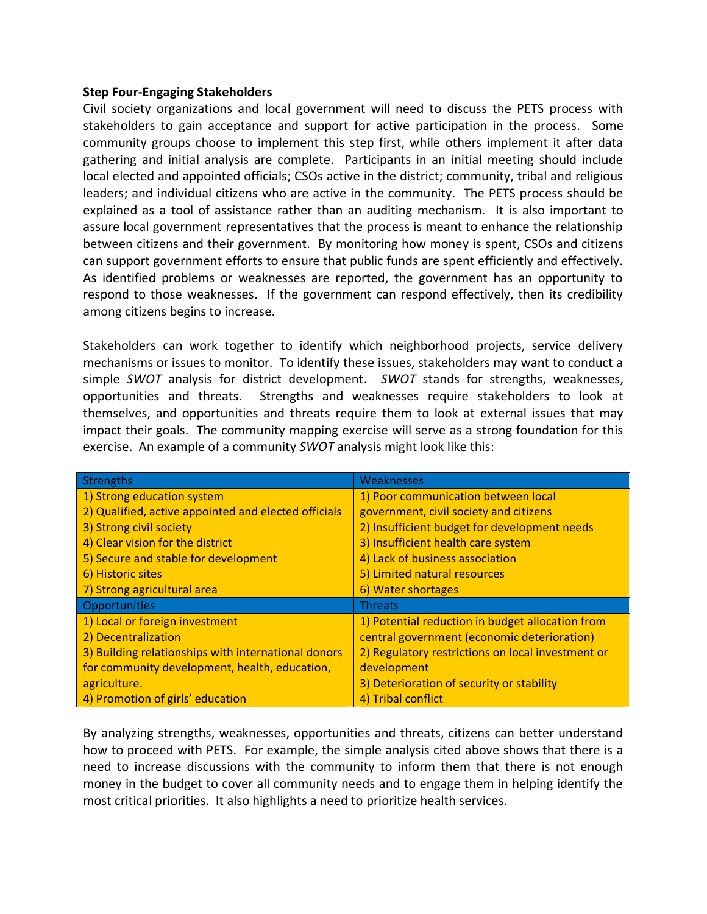**Step Four-Engaging Stakeholders**

Civil society organizations and local government will need to discuss the PETS process with stakeholders to gain acceptance and support for active participation in the process. Some community groups choose to implement this step first, while others implement it after data gathering and initial analysis are complete. Participants in an initial meeting should include local elected and appointed officials; CSOs active in the district; community, tribal and religious leaders; and individual citizens who are active in the community. The PETS process should be explained as a tool of assistance rather than an auditing mechanism. It is also important to assure local government representatives that the process is meant to enhance the relationship between citizens and their government. By monitoring how money is spent, CSOs and citizens can support government efforts to ensure that public funds are spent efficiently and effectively. As identified problems or weaknesses are reported, the government has an opportunity to respond to those weaknesses. If the government can respond effectively, then its credibility among citizens begins to increase.

Stakeholders can work together to identify which neighborhood projects, service delivery mechanisms or issues to monitor. To identify these issues, stakeholders may want to conduct a simple *SWOT* analysis for district development. *SWOT* stands for strengths, weaknesses, opportunities and threats. Strengths and weaknesses require stakeholders to look at themselves, and opportunities and threats require them to look at external issues that may impact their goals. The community mapping exercise will serve as a strong foundation for this exercise. An example of a community *SWOT* analysis might look like this:

| Strengths | Weaknesses |
|---|---|
| 1) Strong education system<br>2) Qualified, active appointed and elected officials<br>3) Strong civil society<br>4) Clear vision for the district<br>5) Secure and stable for development<br>6) Historic sites<br>7) Strong agricultural area | 1) Poor communication between local government, civil society and citizens<br>2) Insufficient budget for development needs<br>3) Insufficient health care system<br>4) Lack of business association<br>5) Limited natural resources<br>6) Water shortages |
| **Opportunities** | **Threats** |
| 1) Local or foreign investment<br>2) Decentralization<br>3) Building relationships with international donors for community development, health, education, agriculture.<br>4) Promotion of girls' education | 1) Potential reduction in budget allocation from central government (economic deterioration)<br>2) Regulatory restrictions on local investment or development<br>3) Deterioration of security or stability<br>4) Tribal conflict |

By analyzing strengths, weaknesses, opportunities and threats, citizens can better understand how to proceed with PETS. For example, the simple analysis cited above shows that there is a need to increase discussions with the community to inform them that there is not enough money in the budget to cover all community needs and to engage them in helping identify the most critical priorities. It also highlights a need to prioritize health services.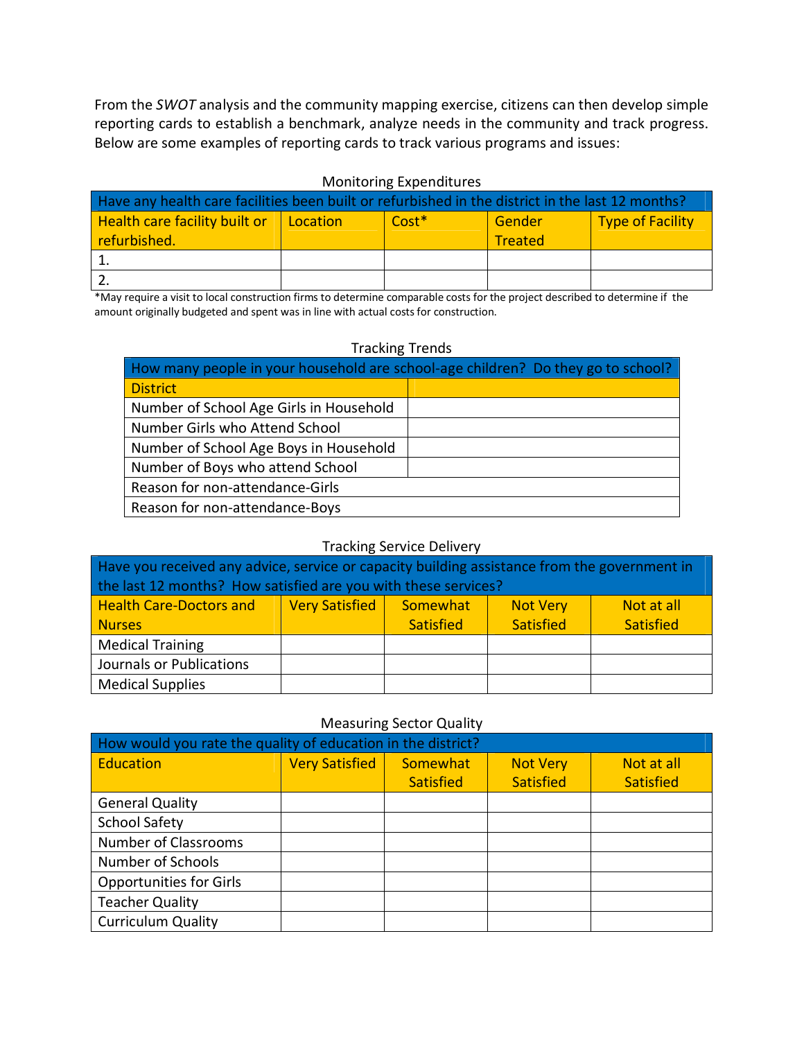From the *SWOT* analysis and the community mapping exercise, citizens can then develop simple reporting cards to establish a benchmark, analyze needs in the community and track progress. Below are some examples of reporting cards to track various programs and issues:

Monitoring Expenditures

| Have any health care facilities been built or refurbished in the district in the last 12 months? | | | | |
|---|---|---|---|---|
| Health care facility built or refurbished. | Location | Cost* | Gender Treated | Type of Facility |
| 1. | | | | |
| 2. | | | | |

*May require a visit to local construction firms to determine comparable costs for the project described to determine if the amount originally budgeted and spent was in line with actual costs for construction.

Tracking Trends

| How many people in your household are school-age children? Do they go to school? | |
|---|---|
| District | |
| Number of School Age Girls in Household | |
| Number Girls who Attend School | |
| Number of School Age Boys in Household | |
| Number of Boys who attend School | |
| Reason for non-attendance-Girls | |
| Reason for non-attendance-Boys | |

Tracking Service Delivery

| Have you received any advice, service or capacity building assistance from the government in the last 12 months? How satisfied are you with these services? | | | | |
|---|---|---|---|---|
| Health Care-Doctors and Nurses | Very Satisfied | Somewhat Satisfied | Not Very Satisfied | Not at all Satisfied |
| Medical Training | | | | |
| Journals or Publications | | | | |
| Medical Supplies | | | | |

Measuring Sector Quality

| How would you rate the quality of education in the district? | | | | |
|---|---|---|---|---|
| Education | Very Satisfied | Somewhat Satisfied | Not Very Satisfied | Not at all Satisfied |
| General Quality | | | | |
| School Safety | | | | |
| Number of Classrooms | | | | |
| Number of Schools | | | | |
| Opportunities for Girls | | | | |
| Teacher Quality | | | | |
| Curriculum Quality | | | | |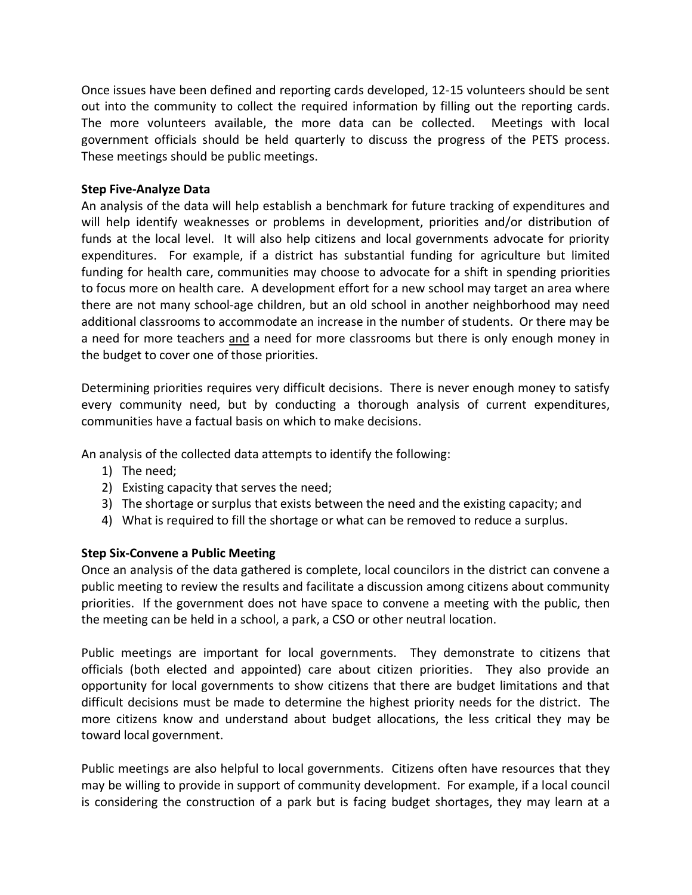Once issues have been defined and reporting cards developed, 12-15 volunteers should be sent out into the community to collect the required information by filling out the reporting cards. The more volunteers available, the more data can be collected. Meetings with local government officials should be held quarterly to discuss the progress of the PETS process. These meetings should be public meetings.

**Step Five-Analyze Data**

An analysis of the data will help establish a benchmark for future tracking of expenditures and will help identify weaknesses or problems in development, priorities and/or distribution of funds at the local level. It will also help citizens and local governments advocate for priority expenditures. For example, if a district has substantial funding for agriculture but limited funding for health care, communities may choose to advocate for a shift in spending priorities to focus more on health care. A development effort for a new school may target an area where there are not many school-age children, but an old school in another neighborhood may need additional classrooms to accommodate an increase in the number of students. Or there may be a need for more teachers <u>and</u> a need for more classrooms but there is only enough money in the budget to cover one of those priorities.

Determining priorities requires very difficult decisions. There is never enough money to satisfy every community need, but by conducting a thorough analysis of current expenditures, communities have a factual basis on which to make decisions.

An analysis of the collected data attempts to identify the following:

1) The need;
2) Existing capacity that serves the need;
3) The shortage or surplus that exists between the need and the existing capacity; and
4) What is required to fill the shortage or what can be removed to reduce a surplus.

**Step Six-Convene a Public Meeting**

Once an analysis of the data gathered is complete, local councilors in the district can convene a public meeting to review the results and facilitate a discussion among citizens about community priorities. If the government does not have space to convene a meeting with the public, then the meeting can be held in a school, a park, a CSO or other neutral location.

Public meetings are important for local governments. They demonstrate to citizens that officials (both elected and appointed) care about citizen priorities. They also provide an opportunity for local governments to show citizens that there are budget limitations and that difficult decisions must be made to determine the highest priority needs for the district. The more citizens know and understand about budget allocations, the less critical they may be toward local government.

Public meetings are also helpful to local governments. Citizens often have resources that they may be willing to provide in support of community development. For example, if a local council is considering the construction of a park but is facing budget shortages, they may learn at a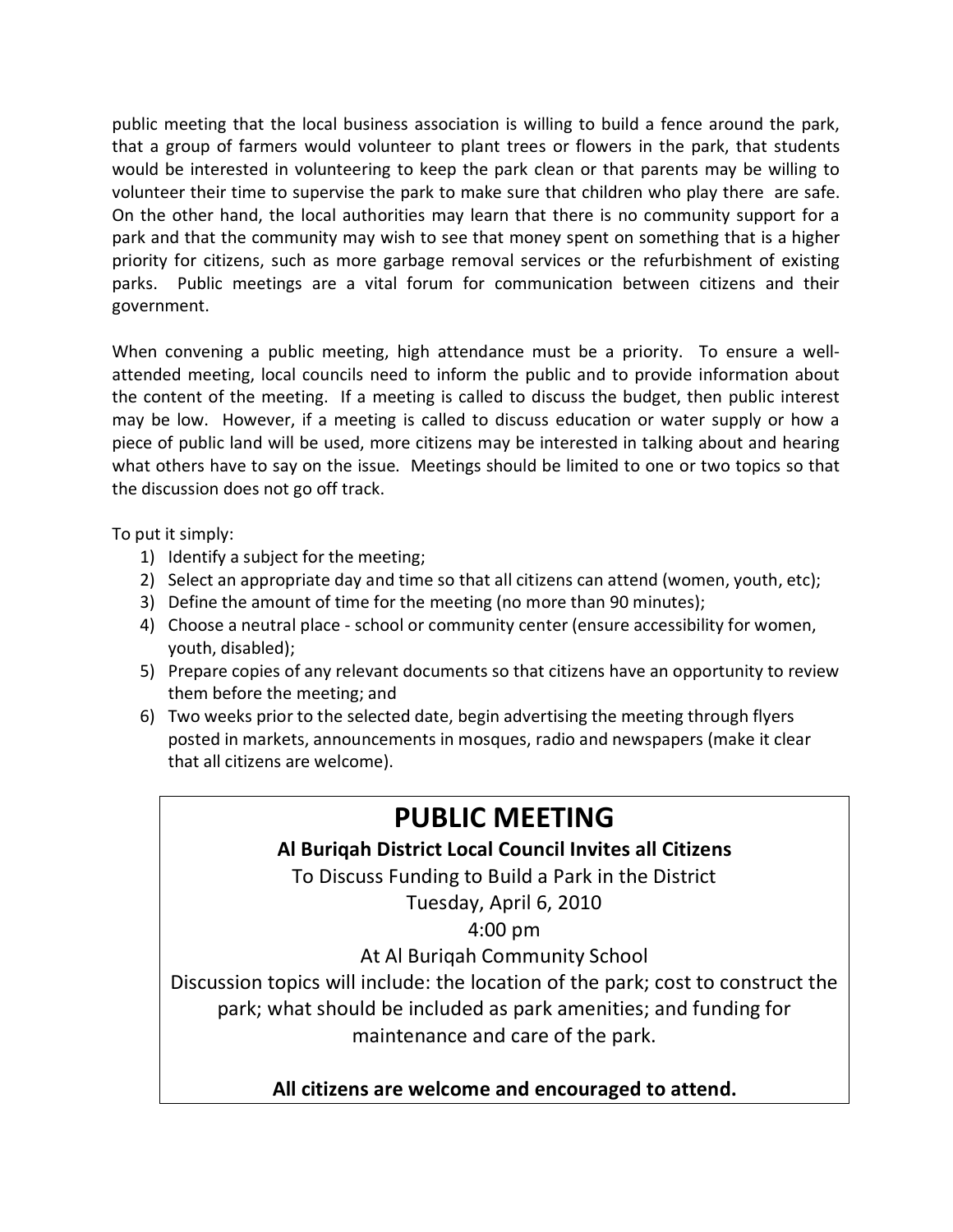public meeting that the local business association is willing to build a fence around the park, that a group of farmers would volunteer to plant trees or flowers in the park, that students would be interested in volunteering to keep the park clean or that parents may be willing to volunteer their time to supervise the park to make sure that children who play there are safe. On the other hand, the local authorities may learn that there is no community support for a park and that the community may wish to see that money spent on something that is a higher priority for citizens, such as more garbage removal services or the refurbishment of existing parks. Public meetings are a vital forum for communication between citizens and their government.

When convening a public meeting, high attendance must be a priority. To ensure a well-attended meeting, local councils need to inform the public and to provide information about the content of the meeting. If a meeting is called to discuss the budget, then public interest may be low. However, if a meeting is called to discuss education or water supply or how a piece of public land will be used, more citizens may be interested in talking about and hearing what others have to say on the issue. Meetings should be limited to one or two topics so that the discussion does not go off track.

To put it simply:

1) Identify a subject for the meeting;
2) Select an appropriate day and time so that all citizens can attend (women, youth, etc);
3) Define the amount of time for the meeting (no more than 90 minutes);
4) Choose a neutral place - school or community center (ensure accessibility for women, youth, disabled);
5) Prepare copies of any relevant documents so that citizens have an opportunity to review them before the meeting; and
6) Two weeks prior to the selected date, begin advertising the meeting through flyers posted in markets, announcements in mosques, radio and newspapers (make it clear that all citizens are welcome).

# PUBLIC MEETING

**Al Buriqah District Local Council Invites all Citizens**

To Discuss Funding to Build a Park in the District

Tuesday, April 6, 2010

4:00 pm

At Al Buriqah Community School

Discussion topics will include: the location of the park; cost to construct the park; what should be included as park amenities; and funding for maintenance and care of the park.

**All citizens are welcome and encouraged to attend.**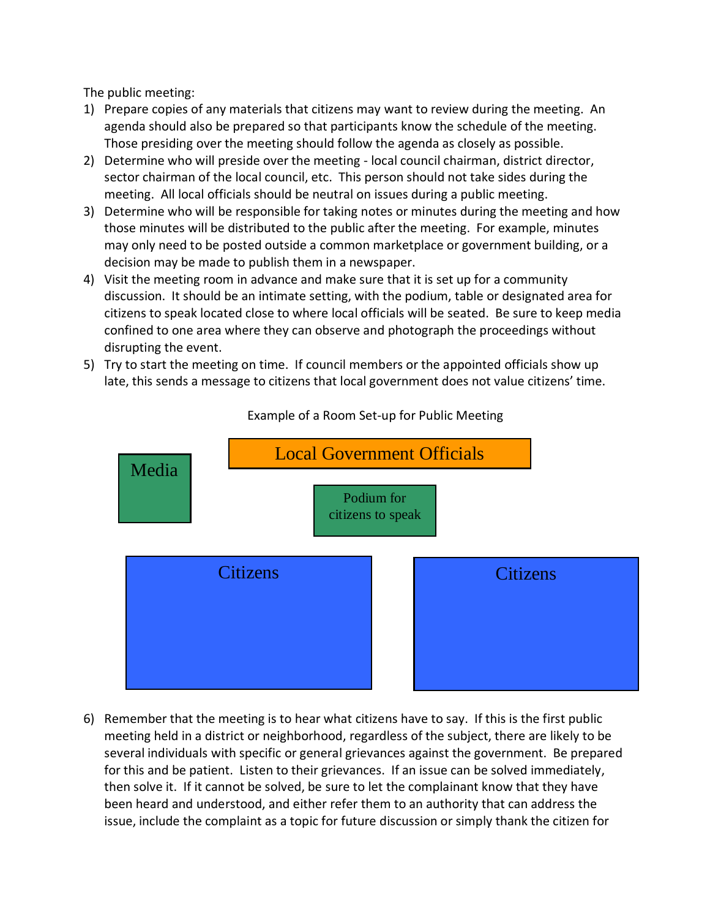The public meeting:

1) Prepare copies of any materials that citizens may want to review during the meeting. An agenda should also be prepared so that participants know the schedule of the meeting. Those presiding over the meeting should follow the agenda as closely as possible.
2) Determine who will preside over the meeting - local council chairman, district director, sector chairman of the local council, etc. This person should not take sides during the meeting. All local officials should be neutral on issues during a public meeting.
3) Determine who will be responsible for taking notes or minutes during the meeting and how those minutes will be distributed to the public after the meeting. For example, minutes may only need to be posted outside a common marketplace or government building, or a decision may be made to publish them in a newspaper.
4) Visit the meeting room in advance and make sure that it is set up for a community discussion. It should be an intimate setting, with the podium, table or designated area for citizens to speak located close to where local officials will be seated. Be sure to keep media confined to one area where they can observe and photograph the proceedings without disrupting the event.
5) Try to start the meeting on time. If council members or the appointed officials show up late, this sends a message to citizens that local government does not value citizens' time.

Example of a Room Set-up for Public Meeting

Media

Local Government Officials

Podium for citizens to speak

Citizens

Citizens

6) Remember that the meeting is to hear what citizens have to say. If this is the first public meeting held in a district or neighborhood, regardless of the subject, there are likely to be several individuals with specific or general grievances against the government. Be prepared for this and be patient. Listen to their grievances. If an issue can be solved immediately, then solve it. If it cannot be solved, be sure to let the complainant know that they have been heard and understood, and either refer them to an authority that can address the issue, include the complaint as a topic for future discussion or simply thank the citizen for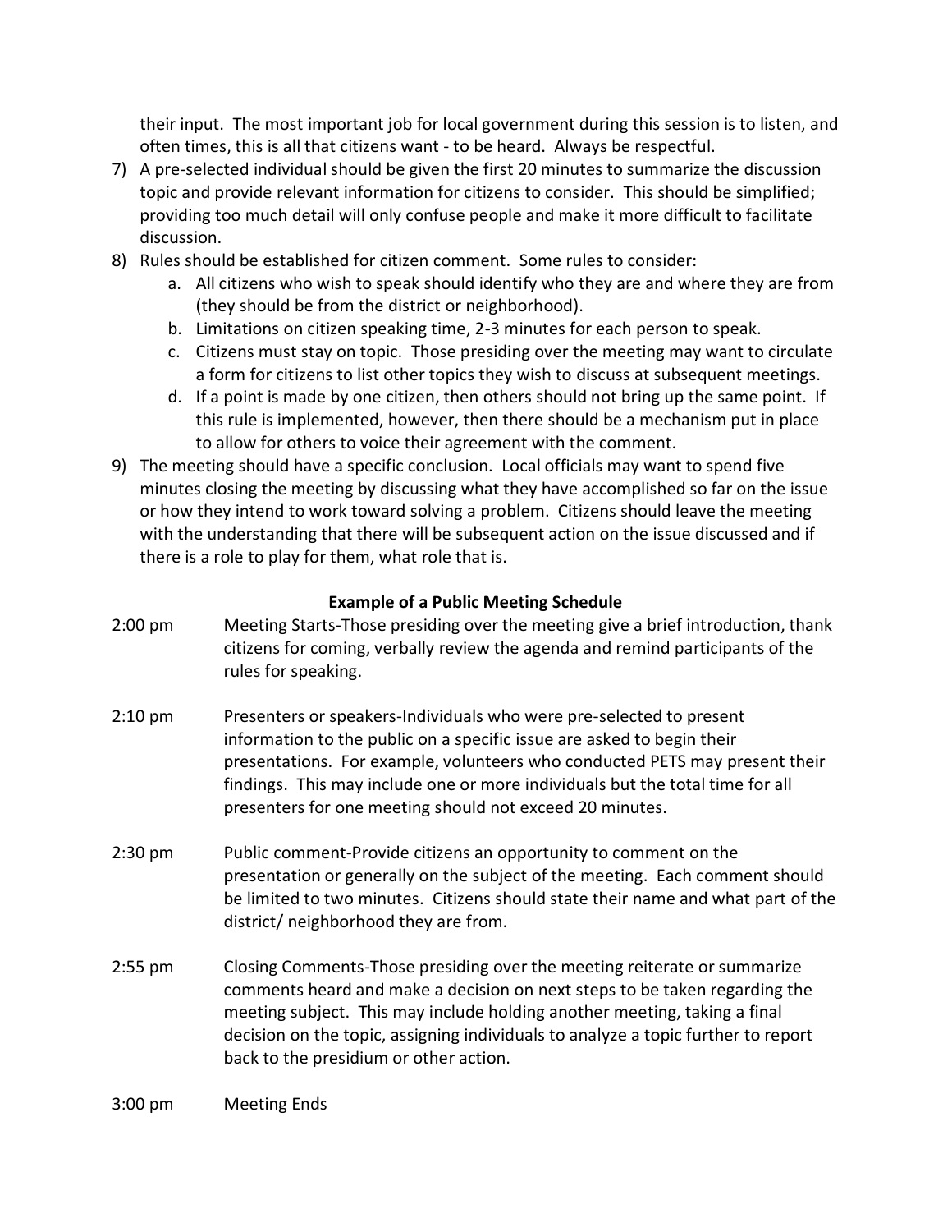their input. The most important job for local government during this session is to listen, and often times, this is all that citizens want - to be heard. Always be respectful.

7) A pre-selected individual should be given the first 20 minutes to summarize the discussion topic and provide relevant information for citizens to consider. This should be simplified; providing too much detail will only confuse people and make it more difficult to facilitate discussion.
8) Rules should be established for citizen comment. Some rules to consider:
   a. All citizens who wish to speak should identify who they are and where they are from (they should be from the district or neighborhood).
   b. Limitations on citizen speaking time, 2-3 minutes for each person to speak.
   c. Citizens must stay on topic. Those presiding over the meeting may want to circulate a form for citizens to list other topics they wish to discuss at subsequent meetings.
   d. If a point is made by one citizen, then others should not bring up the same point. If this rule is implemented, however, then there should be a mechanism put in place to allow for others to voice their agreement with the comment.
9) The meeting should have a specific conclusion. Local officials may want to spend five minutes closing the meeting by discussing what they have accomplished so far on the issue or how they intend to work toward solving a problem. Citizens should leave the meeting with the understanding that there will be subsequent action on the issue discussed and if there is a role to play for them, what role that is.

**Example of a Public Meeting Schedule**

2:00 pm Meeting Starts-Those presiding over the meeting give a brief introduction, thank citizens for coming, verbally review the agenda and remind participants of the rules for speaking.

2:10 pm Presenters or speakers-Individuals who were pre-selected to present information to the public on a specific issue are asked to begin their presentations. For example, volunteers who conducted PETS may present their findings. This may include one or more individuals but the total time for all presenters for one meeting should not exceed 20 minutes.

2:30 pm Public comment-Provide citizens an opportunity to comment on the presentation or generally on the subject of the meeting. Each comment should be limited to two minutes. Citizens should state their name and what part of the district/ neighborhood they are from.

2:55 pm Closing Comments-Those presiding over the meeting reiterate or summarize comments heard and make a decision on next steps to be taken regarding the meeting subject. This may include holding another meeting, taking a final decision on the topic, assigning individuals to analyze a topic further to report back to the presidium or other action.

3:00 pm Meeting Ends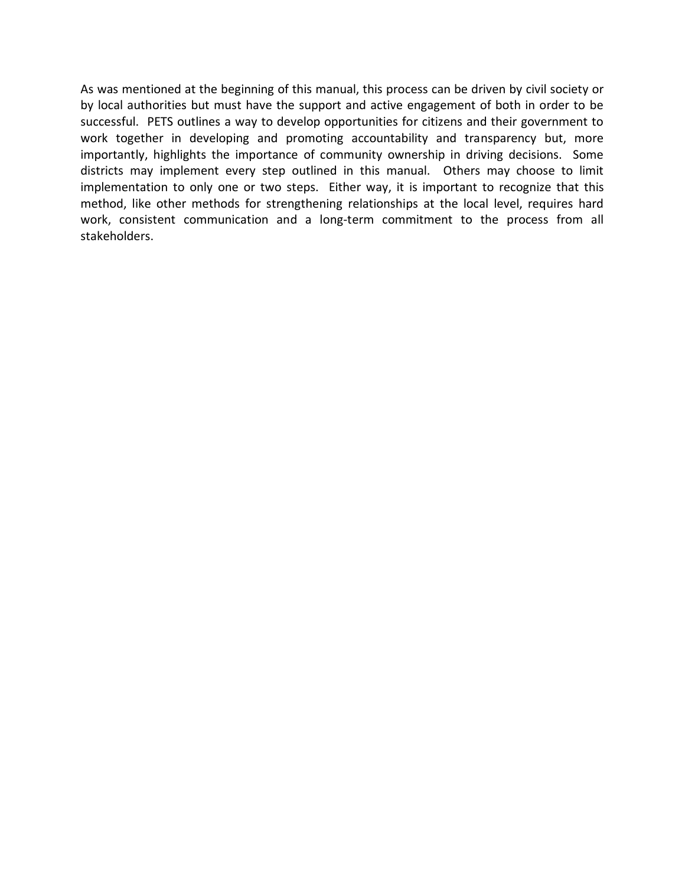As was mentioned at the beginning of this manual, this process can be driven by civil society or by local authorities but must have the support and active engagement of both in order to be successful. PETS outlines a way to develop opportunities for citizens and their government to work together in developing and promoting accountability and transparency but, more importantly, highlights the importance of community ownership in driving decisions. Some districts may implement every step outlined in this manual. Others may choose to limit implementation to only one or two steps. Either way, it is important to recognize that this method, like other methods for strengthening relationships at the local level, requires hard work, consistent communication and a long-term commitment to the process from all stakeholders.